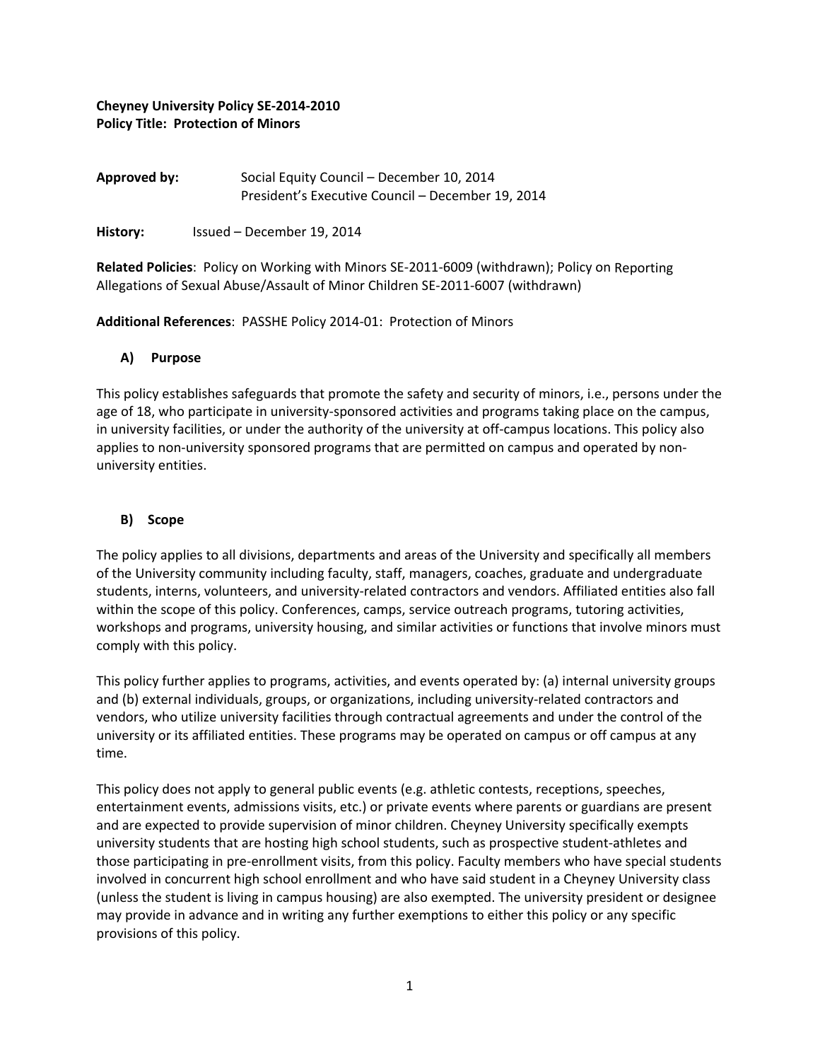**Cheyney University Policy SE-2014-2010**
**Policy Title: Protection of Minors**

**Approved by:** Social Equity Council – December 10, 2014
President's Executive Council – December 19, 2014

**History:** Issued – December 19, 2014

**Related Policies**: Policy on Working with Minors SE-2011-6009 (withdrawn); Policy on Reporting Allegations of Sexual Abuse/Assault of Minor Children SE-2011-6007 (withdrawn)

**Additional References**: PASSHE Policy 2014-01: Protection of Minors

## A) Purpose

This policy establishes safeguards that promote the safety and security of minors, i.e., persons under the age of 18, who participate in university-sponsored activities and programs taking place on the campus, in university facilities, or under the authority of the university at off-campus locations. This policy also applies to non-university sponsored programs that are permitted on campus and operated by non-university entities.

## B) Scope

The policy applies to all divisions, departments and areas of the University and specifically all members of the University community including faculty, staff, managers, coaches, graduate and undergraduate students, interns, volunteers, and university-related contractors and vendors. Affiliated entities also fall within the scope of this policy. Conferences, camps, service outreach programs, tutoring activities, workshops and programs, university housing, and similar activities or functions that involve minors must comply with this policy.

This policy further applies to programs, activities, and events operated by: (a) internal university groups and (b) external individuals, groups, or organizations, including university-related contractors and vendors, who utilize university facilities through contractual agreements and under the control of the university or its affiliated entities. These programs may be operated on campus or off campus at any time.

This policy does not apply to general public events (e.g. athletic contests, receptions, speeches, entertainment events, admissions visits, etc.) or private events where parents or guardians are present and are expected to provide supervision of minor children. Cheyney University specifically exempts university students that are hosting high school students, such as prospective student-athletes and those participating in pre-enrollment visits, from this policy. Faculty members who have special students involved in concurrent high school enrollment and who have said student in a Cheyney University class (unless the student is living in campus housing) are also exempted. The university president or designee may provide in advance and in writing any further exemptions to either this policy or any specific provisions of this policy.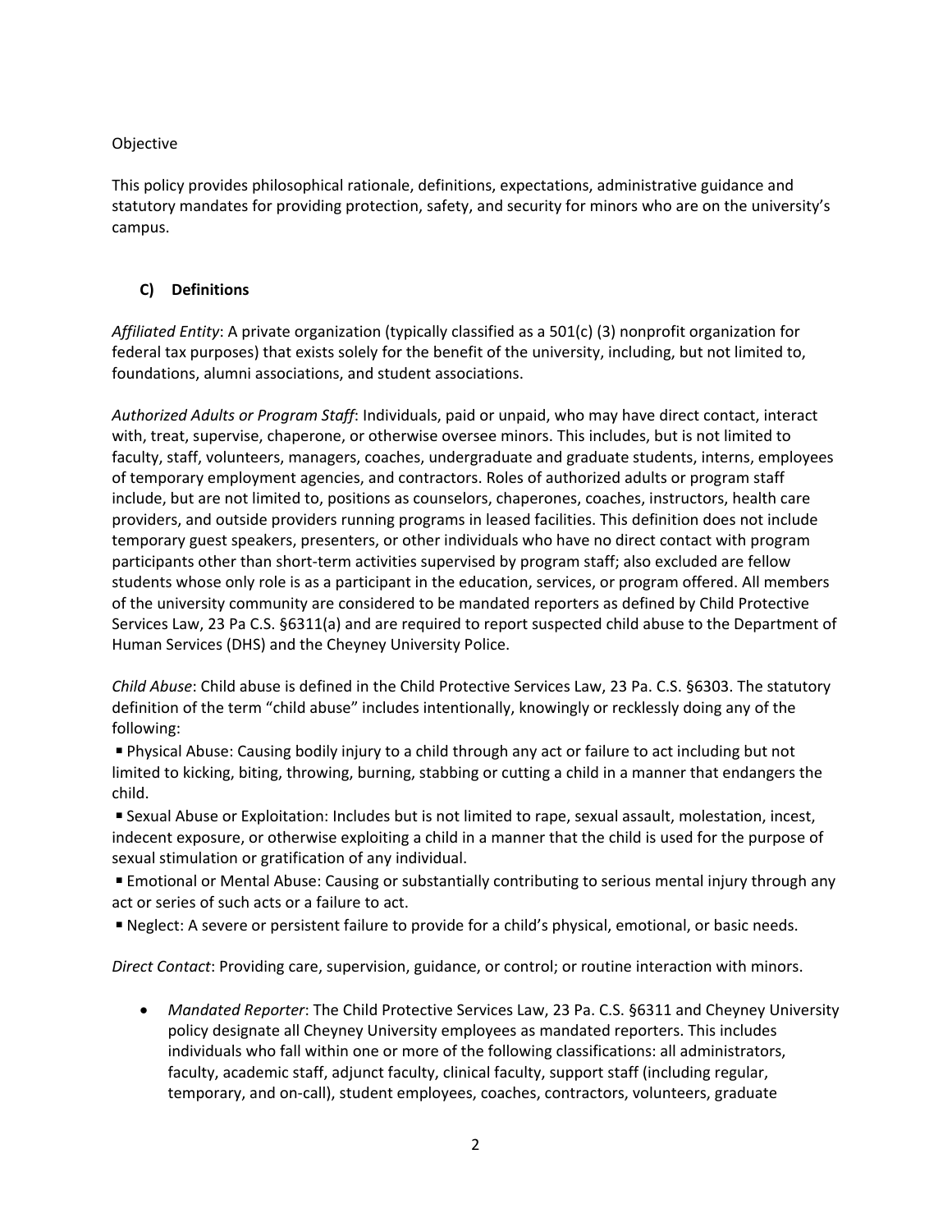Objective

This policy provides philosophical rationale, definitions, expectations, administrative guidance and statutory mandates for providing protection, safety, and security for minors who are on the university's campus.

## C) Definitions

*Affiliated Entity*: A private organization (typically classified as a 501(c) (3) nonprofit organization for federal tax purposes) that exists solely for the benefit of the university, including, but not limited to, foundations, alumni associations, and student associations.

*Authorized Adults or Program Staff*: Individuals, paid or unpaid, who may have direct contact, interact with, treat, supervise, chaperone, or otherwise oversee minors. This includes, but is not limited to faculty, staff, volunteers, managers, coaches, undergraduate and graduate students, interns, employees of temporary employment agencies, and contractors. Roles of authorized adults or program staff include, but are not limited to, positions as counselors, chaperones, coaches, instructors, health care providers, and outside providers running programs in leased facilities. This definition does not include temporary guest speakers, presenters, or other individuals who have no direct contact with program participants other than short-term activities supervised by program staff; also excluded are fellow students whose only role is as a participant in the education, services, or program offered. All members of the university community are considered to be mandated reporters as defined by Child Protective Services Law, 23 Pa C.S. §6311(a) and are required to report suspected child abuse to the Department of Human Services (DHS) and the Cheyney University Police.

*Child Abuse*: Child abuse is defined in the Child Protective Services Law, 23 Pa. C.S. §6303. The statutory definition of the term "child abuse" includes intentionally, knowingly or recklessly doing any of the following:

- Physical Abuse: Causing bodily injury to a child through any act or failure to act including but not limited to kicking, biting, throwing, burning, stabbing or cutting a child in a manner that endangers the child.
- Sexual Abuse or Exploitation: Includes but is not limited to rape, sexual assault, molestation, incest, indecent exposure, or otherwise exploiting a child in a manner that the child is used for the purpose of sexual stimulation or gratification of any individual.
- Emotional or Mental Abuse: Causing or substantially contributing to serious mental injury through any act or series of such acts or a failure to act.
- Neglect: A severe or persistent failure to provide for a child's physical, emotional, or basic needs.

*Direct Contact*: Providing care, supervision, guidance, or control; or routine interaction with minors.

- *Mandated Reporter*: The Child Protective Services Law, 23 Pa. C.S. §6311 and Cheyney University policy designate all Cheyney University employees as mandated reporters. This includes individuals who fall within one or more of the following classifications: all administrators, faculty, academic staff, adjunct faculty, clinical faculty, support staff (including regular, temporary, and on-call), student employees, coaches, contractors, volunteers, graduate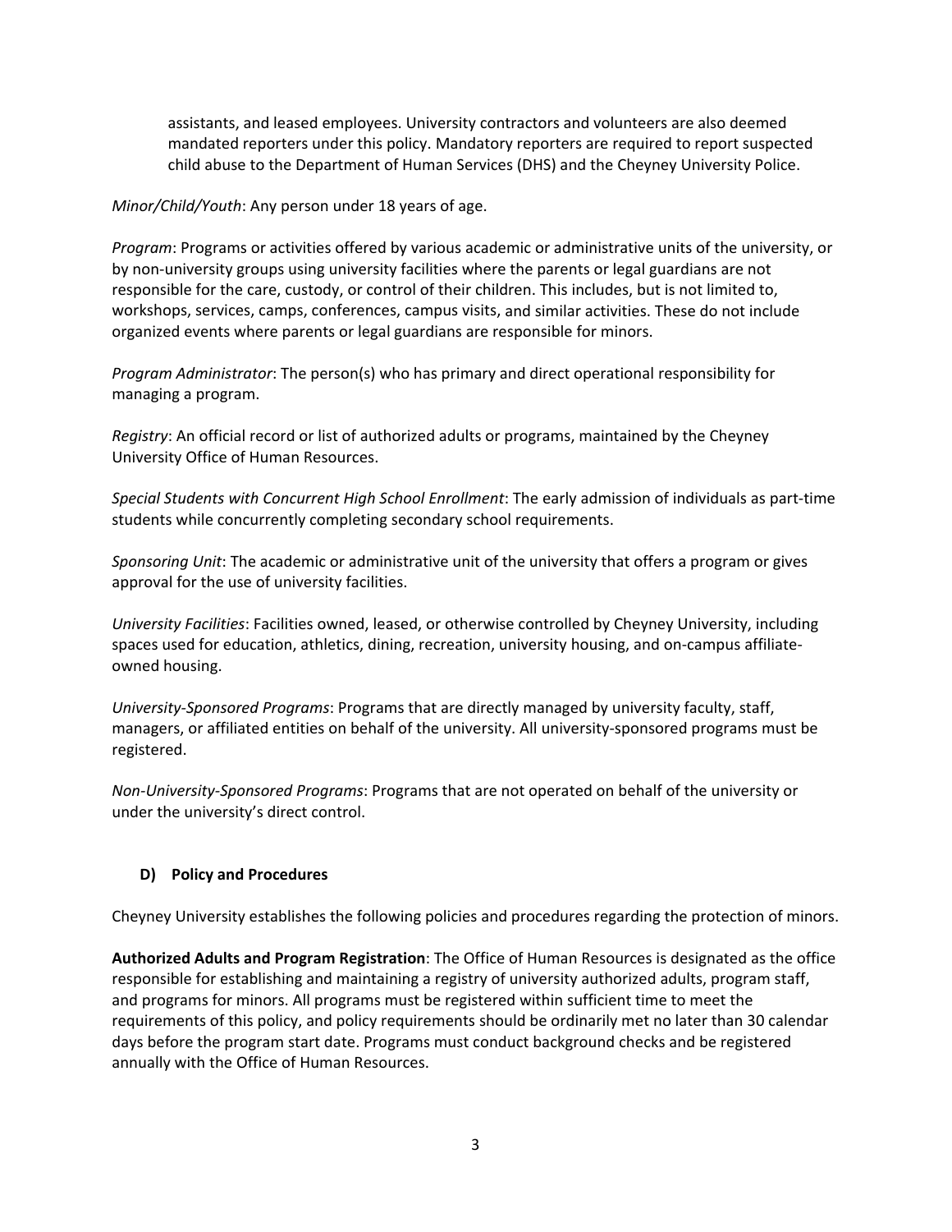assistants, and leased employees. University contractors and volunteers are also deemed mandated reporters under this policy. Mandatory reporters are required to report suspected child abuse to the Department of Human Services (DHS) and the Cheyney University Police.

*Minor/Child/Youth*: Any person under 18 years of age.

*Program*: Programs or activities offered by various academic or administrative units of the university, or by non-university groups using university facilities where the parents or legal guardians are not responsible for the care, custody, or control of their children. This includes, but is not limited to, workshops, services, camps, conferences, campus visits, and similar activities. These do not include organized events where parents or legal guardians are responsible for minors.

*Program Administrator*: The person(s) who has primary and direct operational responsibility for managing a program.

*Registry*: An official record or list of authorized adults or programs, maintained by the Cheyney University Office of Human Resources.

*Special Students with Concurrent High School Enrollment*: The early admission of individuals as part-time students while concurrently completing secondary school requirements.

*Sponsoring Unit*: The academic or administrative unit of the university that offers a program or gives approval for the use of university facilities.

*University Facilities*: Facilities owned, leased, or otherwise controlled by Cheyney University, including spaces used for education, athletics, dining, recreation, university housing, and on-campus affiliate-owned housing.

*University-Sponsored Programs*: Programs that are directly managed by university faculty, staff, managers, or affiliated entities on behalf of the university. All university-sponsored programs must be registered.

*Non-University-Sponsored Programs*: Programs that are not operated on behalf of the university or under the university's direct control.

## D) Policy and Procedures

Cheyney University establishes the following policies and procedures regarding the protection of minors.

**Authorized Adults and Program Registration**: The Office of Human Resources is designated as the office responsible for establishing and maintaining a registry of university authorized adults, program staff, and programs for minors. All programs must be registered within sufficient time to meet the requirements of this policy, and policy requirements should be ordinarily met no later than 30 calendar days before the program start date. Programs must conduct background checks and be registered annually with the Office of Human Resources.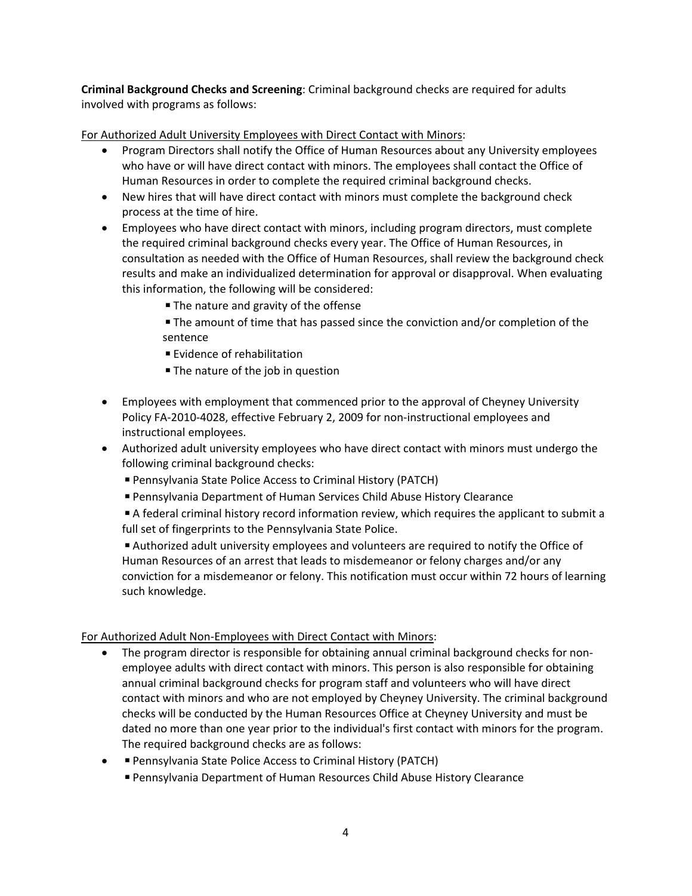**Criminal Background Checks and Screening**: Criminal background checks are required for adults involved with programs as follows:

<u>For Authorized Adult University Employees with Direct Contact with Minors</u>:

- Program Directors shall notify the Office of Human Resources about any University employees who have or will have direct contact with minors. The employees shall contact the Office of Human Resources in order to complete the required criminal background checks.
- New hires that will have direct contact with minors must complete the background check process at the time of hire.
- Employees who have direct contact with minors, including program directors, must complete the required criminal background checks every year. The Office of Human Resources, in consultation as needed with the Office of Human Resources, shall review the background check results and make an individualized determination for approval or disapproval. When evaluating this information, the following will be considered:
  - The nature and gravity of the offense
  - The amount of time that has passed since the conviction and/or completion of the sentence
  - Evidence of rehabilitation
  - The nature of the job in question
- Employees with employment that commenced prior to the approval of Cheyney University Policy FA-2010-4028, effective February 2, 2009 for non-instructional employees and instructional employees.
- Authorized adult university employees who have direct contact with minors must undergo the following criminal background checks:
  - Pennsylvania State Police Access to Criminal History (PATCH)
  - Pennsylvania Department of Human Services Child Abuse History Clearance
  - A federal criminal history record information review, which requires the applicant to submit a full set of fingerprints to the Pennsylvania State Police.
  - Authorized adult university employees and volunteers are required to notify the Office of Human Resources of an arrest that leads to misdemeanor or felony charges and/or any conviction for a misdemeanor or felony. This notification must occur within 72 hours of learning such knowledge.

<u>For Authorized Adult Non-Employees with Direct Contact with Minors</u>:

- The program director is responsible for obtaining annual criminal background checks for non-employee adults with direct contact with minors. This person is also responsible for obtaining annual criminal background checks for program staff and volunteers who will have direct contact with minors and who are not employed by Cheyney University. The criminal background checks will be conducted by the Human Resources Office at Cheyney University and must be dated no more than one year prior to the individual's first contact with minors for the program. The required background checks are as follows:
- - Pennsylvania State Police Access to Criminal History (PATCH)
  - Pennsylvania Department of Human Resources Child Abuse History Clearance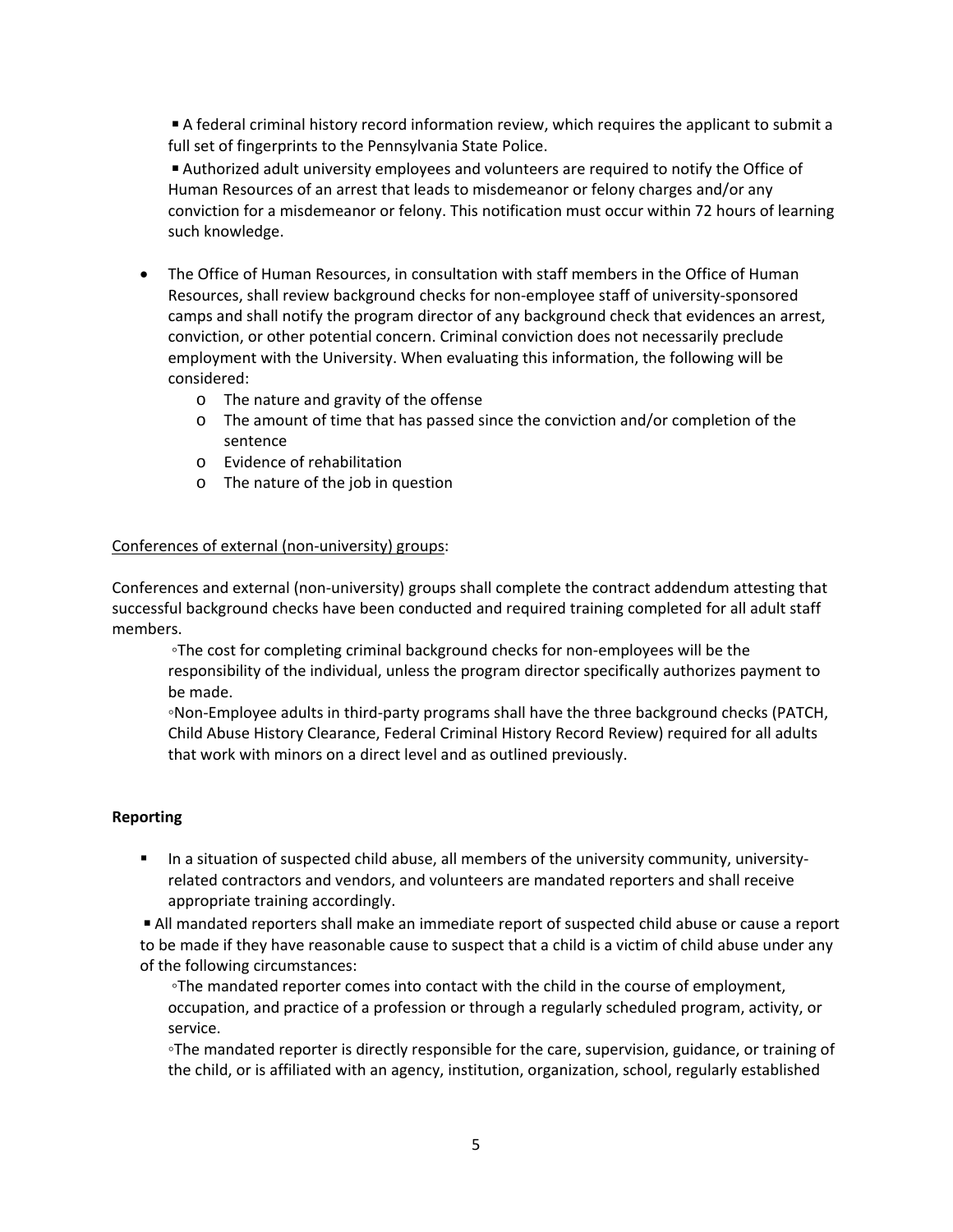▪ A federal criminal history record information review, which requires the applicant to submit a full set of fingerprints to the Pennsylvania State Police.

▪ Authorized adult university employees and volunteers are required to notify the Office of Human Resources of an arrest that leads to misdemeanor or felony charges and/or any conviction for a misdemeanor or felony. This notification must occur within 72 hours of learning such knowledge.

- The Office of Human Resources, in consultation with staff members in the Office of Human Resources, shall review background checks for non-employee staff of university-sponsored camps and shall notify the program director of any background check that evidences an arrest, conviction, or other potential concern. Criminal conviction does not necessarily preclude employment with the University. When evaluating this information, the following will be considered:
    - The nature and gravity of the offense
    - The amount of time that has passed since the conviction and/or completion of the sentence
    - Evidence of rehabilitation
    - The nature of the job in question

<u>Conferences of external (non-university) groups</u>:

Conferences and external (non-university) groups shall complete the contract addendum attesting that successful background checks have been conducted and required training completed for all adult staff members.

◦The cost for completing criminal background checks for non-employees will be the responsibility of the individual, unless the program director specifically authorizes payment to be made.

◦Non-Employee adults in third-party programs shall have the three background checks (PATCH, Child Abuse History Clearance, Federal Criminal History Record Review) required for all adults that work with minors on a direct level and as outlined previously.

**Reporting**

- In a situation of suspected child abuse, all members of the university community, university-related contractors and vendors, and volunteers are mandated reporters and shall receive appropriate training accordingly.

▪ All mandated reporters shall make an immediate report of suspected child abuse or cause a report to be made if they have reasonable cause to suspect that a child is a victim of child abuse under any of the following circumstances:

◦The mandated reporter comes into contact with the child in the course of employment, occupation, and practice of a profession or through a regularly scheduled program, activity, or service.

◦The mandated reporter is directly responsible for the care, supervision, guidance, or training of the child, or is affiliated with an agency, institution, organization, school, regularly established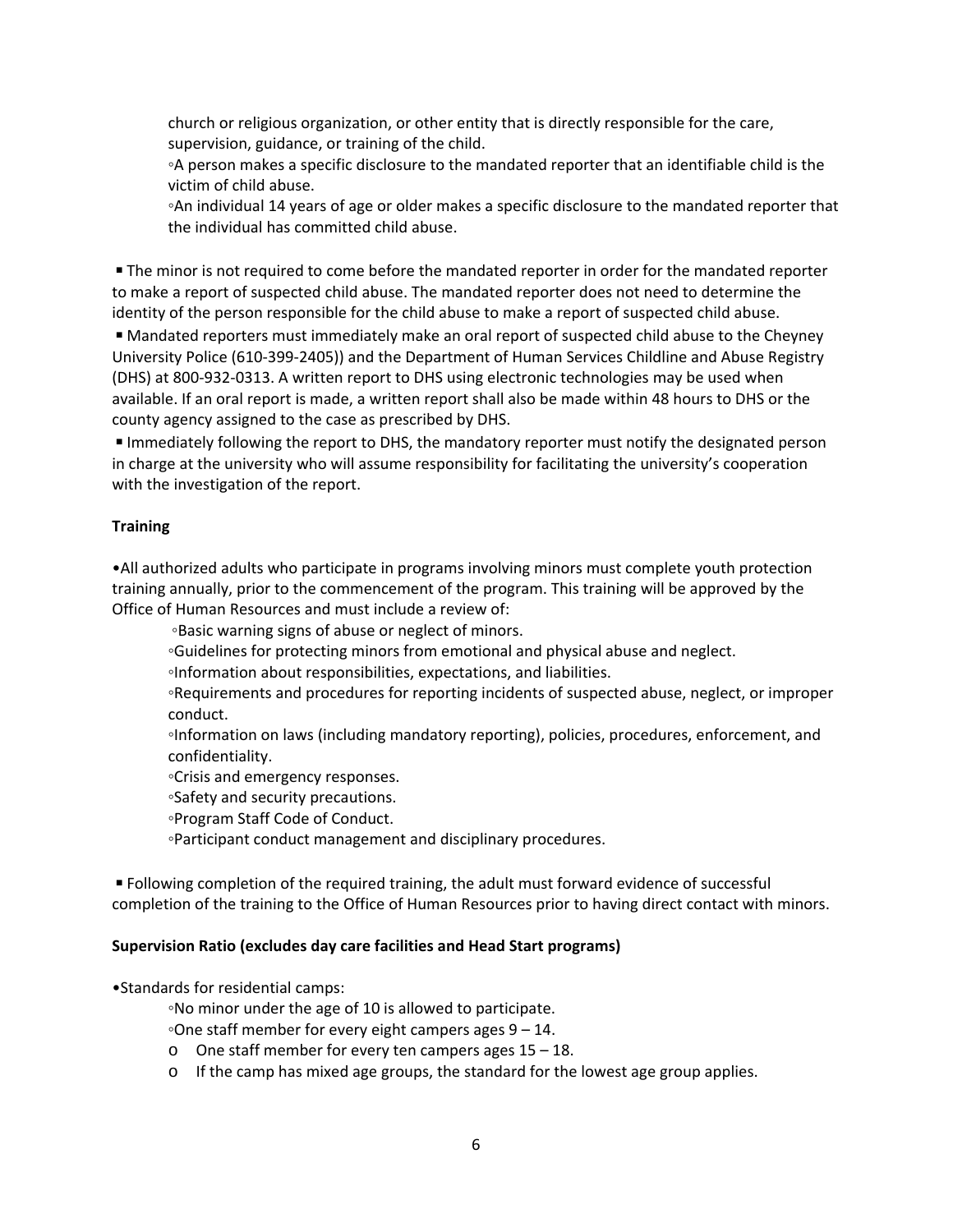church or religious organization, or other entity that is directly responsible for the care, supervision, guidance, or training of the child.

◦A person makes a specific disclosure to the mandated reporter that an identifiable child is the victim of child abuse.

◦An individual 14 years of age or older makes a specific disclosure to the mandated reporter that the individual has committed child abuse.

▪ The minor is not required to come before the mandated reporter in order for the mandated reporter to make a report of suspected child abuse. The mandated reporter does not need to determine the identity of the person responsible for the child abuse to make a report of suspected child abuse.

▪ Mandated reporters must immediately make an oral report of suspected child abuse to the Cheyney University Police (610-399-2405)) and the Department of Human Services Childline and Abuse Registry (DHS) at 800-932-0313. A written report to DHS using electronic technologies may be used when available. If an oral report is made, a written report shall also be made within 48 hours to DHS or the county agency assigned to the case as prescribed by DHS.

▪ Immediately following the report to DHS, the mandatory reporter must notify the designated person in charge at the university who will assume responsibility for facilitating the university's cooperation with the investigation of the report.

**Training**

•All authorized adults who participate in programs involving minors must complete youth protection training annually, prior to the commencement of the program. This training will be approved by the Office of Human Resources and must include a review of:

◦Basic warning signs of abuse or neglect of minors.

◦Guidelines for protecting minors from emotional and physical abuse and neglect.

◦Information about responsibilities, expectations, and liabilities.

◦Requirements and procedures for reporting incidents of suspected abuse, neglect, or improper conduct.

◦Information on laws (including mandatory reporting), policies, procedures, enforcement, and confidentiality.

◦Crisis and emergency responses.

◦Safety and security precautions.

◦Program Staff Code of Conduct.

◦Participant conduct management and disciplinary procedures.

▪ Following completion of the required training, the adult must forward evidence of successful completion of the training to the Office of Human Resources prior to having direct contact with minors.

**Supervision Ratio (excludes day care facilities and Head Start programs)**

•Standards for residential camps:

◦No minor under the age of 10 is allowed to participate.

◦One staff member for every eight campers ages 9 – 14.

- One staff member for every ten campers ages 15 – 18.
- If the camp has mixed age groups, the standard for the lowest age group applies.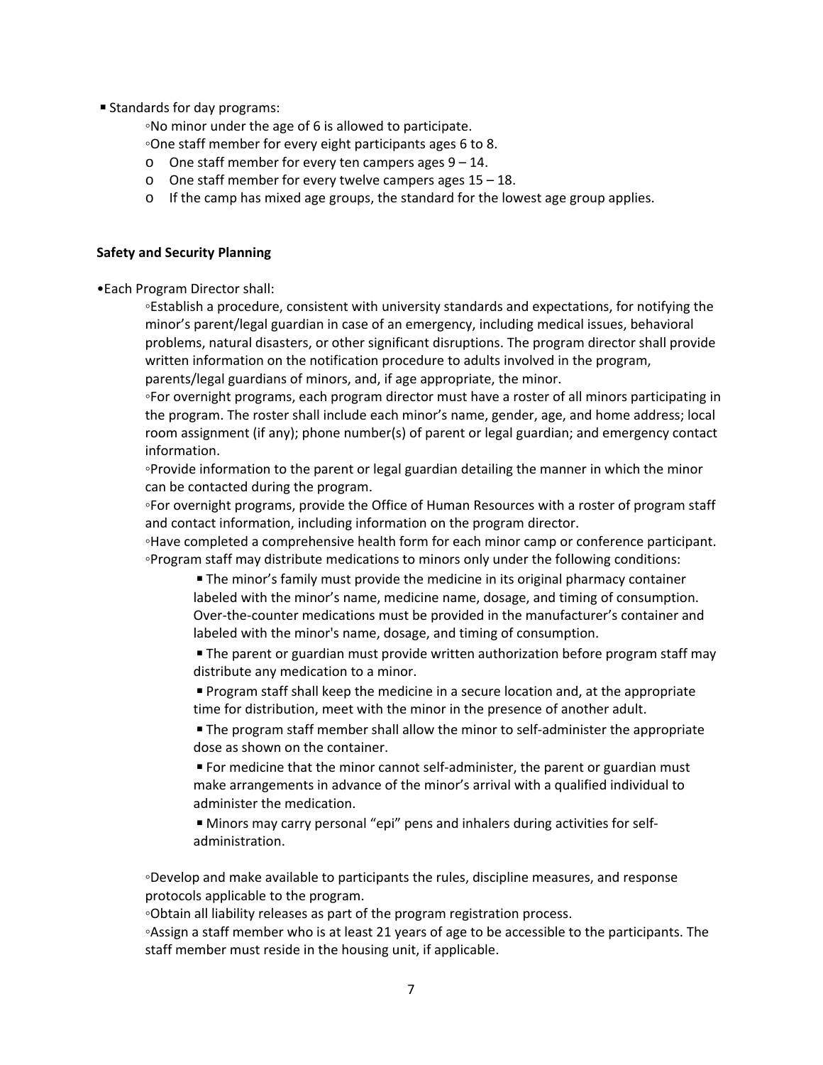- Standards for day programs:
  - No minor under the age of 6 is allowed to participate.
  - One staff member for every eight participants ages 6 to 8.
  - One staff member for every ten campers ages 9 – 14.
  - One staff member for every twelve campers ages 15 – 18.
  - If the camp has mixed age groups, the standard for the lowest age group applies.

**Safety and Security Planning**

- Each Program Director shall:
  - Establish a procedure, consistent with university standards and expectations, for notifying the minor's parent/legal guardian in case of an emergency, including medical issues, behavioral problems, natural disasters, or other significant disruptions. The program director shall provide written information on the notification procedure to adults involved in the program, parents/legal guardians of minors, and, if age appropriate, the minor.
  - For overnight programs, each program director must have a roster of all minors participating in the program. The roster shall include each minor's name, gender, age, and home address; local room assignment (if any); phone number(s) of parent or legal guardian; and emergency contact information.
  - Provide information to the parent or legal guardian detailing the manner in which the minor can be contacted during the program.
  - For overnight programs, provide the Office of Human Resources with a roster of program staff and contact information, including information on the program director.
  - Have completed a comprehensive health form for each minor camp or conference participant.
  - Program staff may distribute medications to minors only under the following conditions:
    - The minor's family must provide the medicine in its original pharmacy container labeled with the minor's name, medicine name, dosage, and timing of consumption. Over-the-counter medications must be provided in the manufacturer's container and labeled with the minor's name, dosage, and timing of consumption.
    - The parent or guardian must provide written authorization before program staff may distribute any medication to a minor.
    - Program staff shall keep the medicine in a secure location and, at the appropriate time for distribution, meet with the minor in the presence of another adult.
    - The program staff member shall allow the minor to self-administer the appropriate dose as shown on the container.
    - For medicine that the minor cannot self-administer, the parent or guardian must make arrangements in advance of the minor's arrival with a qualified individual to administer the medication.
    - Minors may carry personal "epi" pens and inhalers during activities for self-administration.
  - Develop and make available to participants the rules, discipline measures, and response protocols applicable to the program.
  - Obtain all liability releases as part of the program registration process.
  - Assign a staff member who is at least 21 years of age to be accessible to the participants. The staff member must reside in the housing unit, if applicable.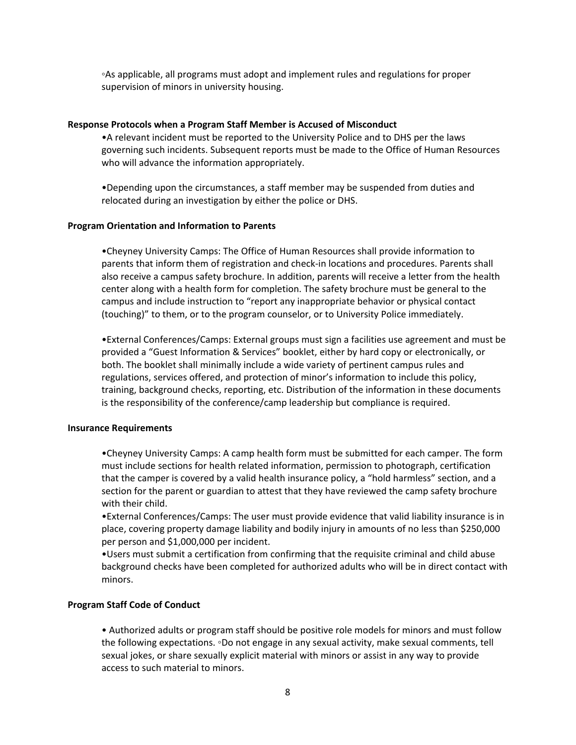◦As applicable, all programs must adopt and implement rules and regulations for proper supervision of minors in university housing.

**Response Protocols when a Program Staff Member is Accused of Misconduct**

- A relevant incident must be reported to the University Police and to DHS per the laws governing such incidents. Subsequent reports must be made to the Office of Human Resources who will advance the information appropriately.

- Depending upon the circumstances, a staff member may be suspended from duties and relocated during an investigation by either the police or DHS.

**Program Orientation and Information to Parents**

- Cheyney University Camps: The Office of Human Resources shall provide information to parents that inform them of registration and check-in locations and procedures. Parents shall also receive a campus safety brochure. In addition, parents will receive a letter from the health center along with a health form for completion. The safety brochure must be general to the campus and include instruction to "report any inappropriate behavior or physical contact (touching)" to them, or to the program counselor, or to University Police immediately.

- External Conferences/Camps: External groups must sign a facilities use agreement and must be provided a "Guest Information & Services" booklet, either by hard copy or electronically, or both. The booklet shall minimally include a wide variety of pertinent campus rules and regulations, services offered, and protection of minor's information to include this policy, training, background checks, reporting, etc. Distribution of the information in these documents is the responsibility of the conference/camp leadership but compliance is required.

**Insurance Requirements**

- Cheyney University Camps: A camp health form must be submitted for each camper. The form must include sections for health related information, permission to photograph, certification that the camper is covered by a valid health insurance policy, a "hold harmless" section, and a section for the parent or guardian to attest that they have reviewed the camp safety brochure with their child.
- External Conferences/Camps: The user must provide evidence that valid liability insurance is in place, covering property damage liability and bodily injury in amounts of no less than $250,000 per person and $1,000,000 per incident.
- Users must submit a certification from confirming that the requisite criminal and child abuse background checks have been completed for authorized adults who will be in direct contact with minors.

**Program Staff Code of Conduct**

- Authorized adults or program staff should be positive role models for minors and must follow the following expectations. ◦Do not engage in any sexual activity, make sexual comments, tell sexual jokes, or share sexually explicit material with minors or assist in any way to provide access to such material to minors.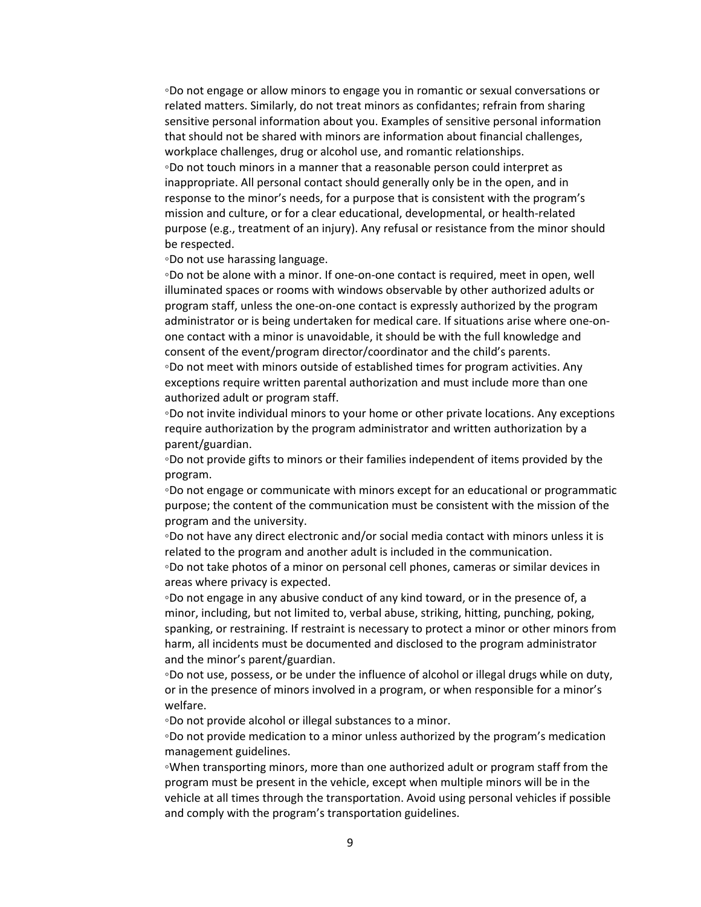◦Do not engage or allow minors to engage you in romantic or sexual conversations or related matters. Similarly, do not treat minors as confidantes; refrain from sharing sensitive personal information about you. Examples of sensitive personal information that should not be shared with minors are information about financial challenges, workplace challenges, drug or alcohol use, and romantic relationships.
◦Do not touch minors in a manner that a reasonable person could interpret as inappropriate. All personal contact should generally only be in the open, and in response to the minor's needs, for a purpose that is consistent with the program's mission and culture, or for a clear educational, developmental, or health-related purpose (e.g., treatment of an injury). Any refusal or resistance from the minor should be respected.
◦Do not use harassing language.
◦Do not be alone with a minor. If one-on-one contact is required, meet in open, well illuminated spaces or rooms with windows observable by other authorized adults or program staff, unless the one-on-one contact is expressly authorized by the program administrator or is being undertaken for medical care. If situations arise where one-on-one contact with a minor is unavoidable, it should be with the full knowledge and consent of the event/program director/coordinator and the child's parents.
◦Do not meet with minors outside of established times for program activities. Any exceptions require written parental authorization and must include more than one authorized adult or program staff.
◦Do not invite individual minors to your home or other private locations. Any exceptions require authorization by the program administrator and written authorization by a parent/guardian.
◦Do not provide gifts to minors or their families independent of items provided by the program.
◦Do not engage or communicate with minors except for an educational or programmatic purpose; the content of the communication must be consistent with the mission of the program and the university.
◦Do not have any direct electronic and/or social media contact with minors unless it is related to the program and another adult is included in the communication.
◦Do not take photos of a minor on personal cell phones, cameras or similar devices in areas where privacy is expected.
◦Do not engage in any abusive conduct of any kind toward, or in the presence of, a minor, including, but not limited to, verbal abuse, striking, hitting, punching, poking, spanking, or restraining. If restraint is necessary to protect a minor or other minors from harm, all incidents must be documented and disclosed to the program administrator and the minor's parent/guardian.
◦Do not use, possess, or be under the influence of alcohol or illegal drugs while on duty, or in the presence of minors involved in a program, or when responsible for a minor's welfare.
◦Do not provide alcohol or illegal substances to a minor.
◦Do not provide medication to a minor unless authorized by the program's medication management guidelines.
◦When transporting minors, more than one authorized adult or program staff from the program must be present in the vehicle, except when multiple minors will be in the vehicle at all times through the transportation. Avoid using personal vehicles if possible and comply with the program's transportation guidelines.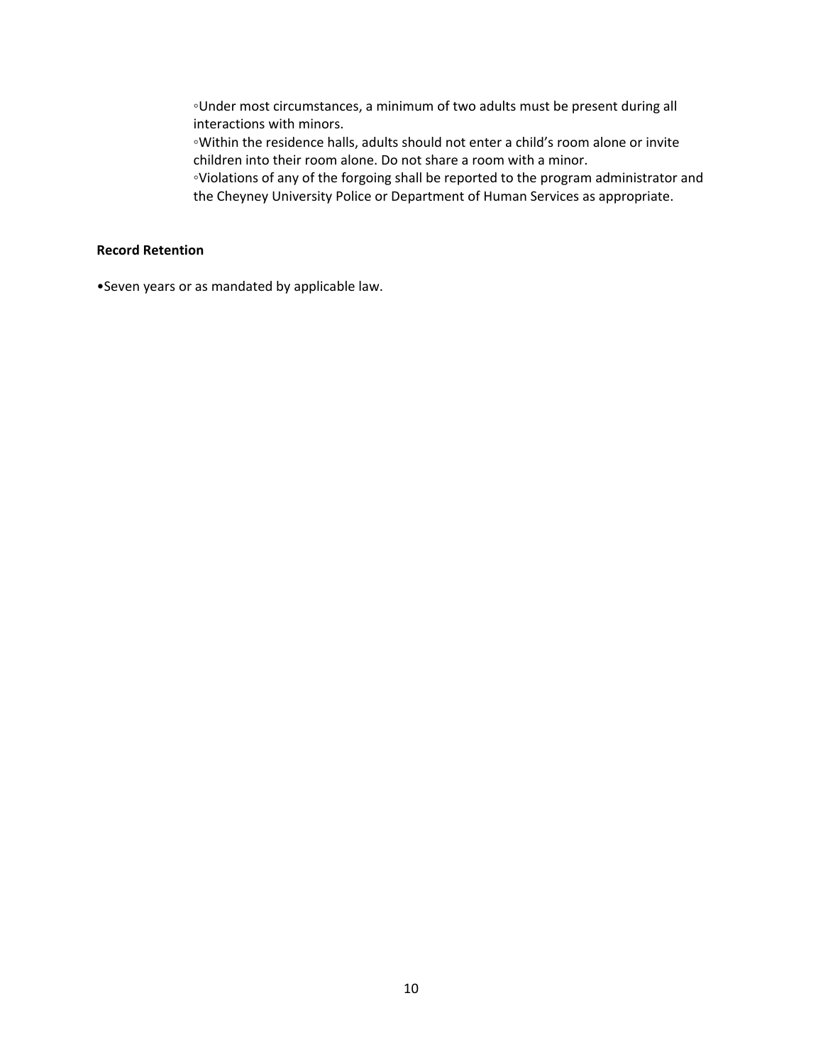- Under most circumstances, a minimum of two adults must be present during all interactions with minors.
- Within the residence halls, adults should not enter a child's room alone or invite children into their room alone. Do not share a room with a minor.
- Violations of any of the forgoing shall be reported to the program administrator and the Cheyney University Police or Department of Human Services as appropriate.

**Record Retention**

- Seven years or as mandated by applicable law.